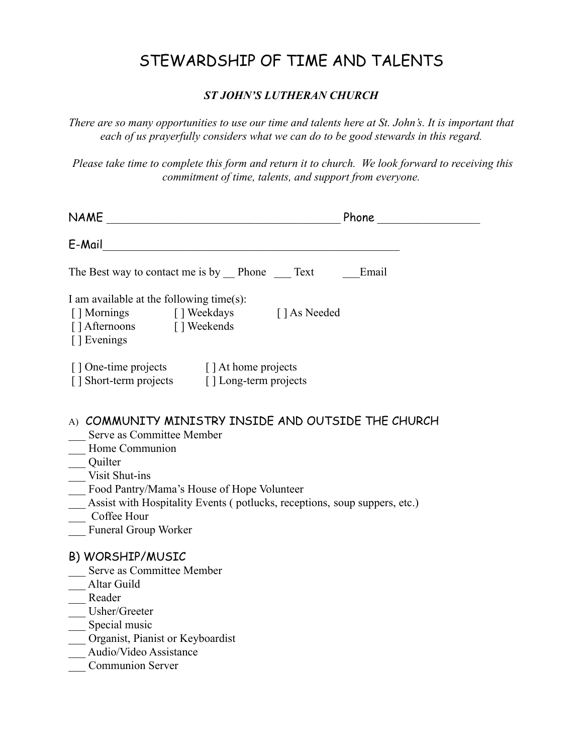# STEWARDSHIP OF TIME AND TALENTS

***ST JOHN'S LUTHERAN CHURCH***

*There are so many opportunities to use our time and talents here at St. John's. It is important that each of us prayerfully considers what we can do to be good stewards in this regard.*

*Please take time to complete this form and return it to church. We look forward to receiving this commitment of time, talents, and support from everyone.*

NAME ______________________________________ Phone ________________

E-Mail__________________________________________________

The Best way to contact me is by __ Phone ___ Text ___Email

I am available at the following time(s):

[ ] Mornings [ ] Weekdays [ ] As Needed
[ ] Afternoons [ ] Weekends
[ ] Evenings

[ ] One-time projects [ ] At home projects
[ ] Short-term projects [ ] Long-term projects

## A) COMMUNITY MINISTRY INSIDE AND OUTSIDE THE CHURCH

___ Serve as Committee Member
___ Home Communion
___ Quilter
___ Visit Shut-ins
___ Food Pantry/Mama's House of Hope Volunteer
___ Assist with Hospitality Events ( potlucks, receptions, soup suppers, etc.)
___ Coffee Hour
___ Funeral Group Worker

## B) WORSHIP/MUSIC

___ Serve as Committee Member
___ Altar Guild
___ Reader
___ Usher/Greeter
___ Special music
___ Organist, Pianist or Keyboardist
___ Audio/Video Assistance
___ Communion Server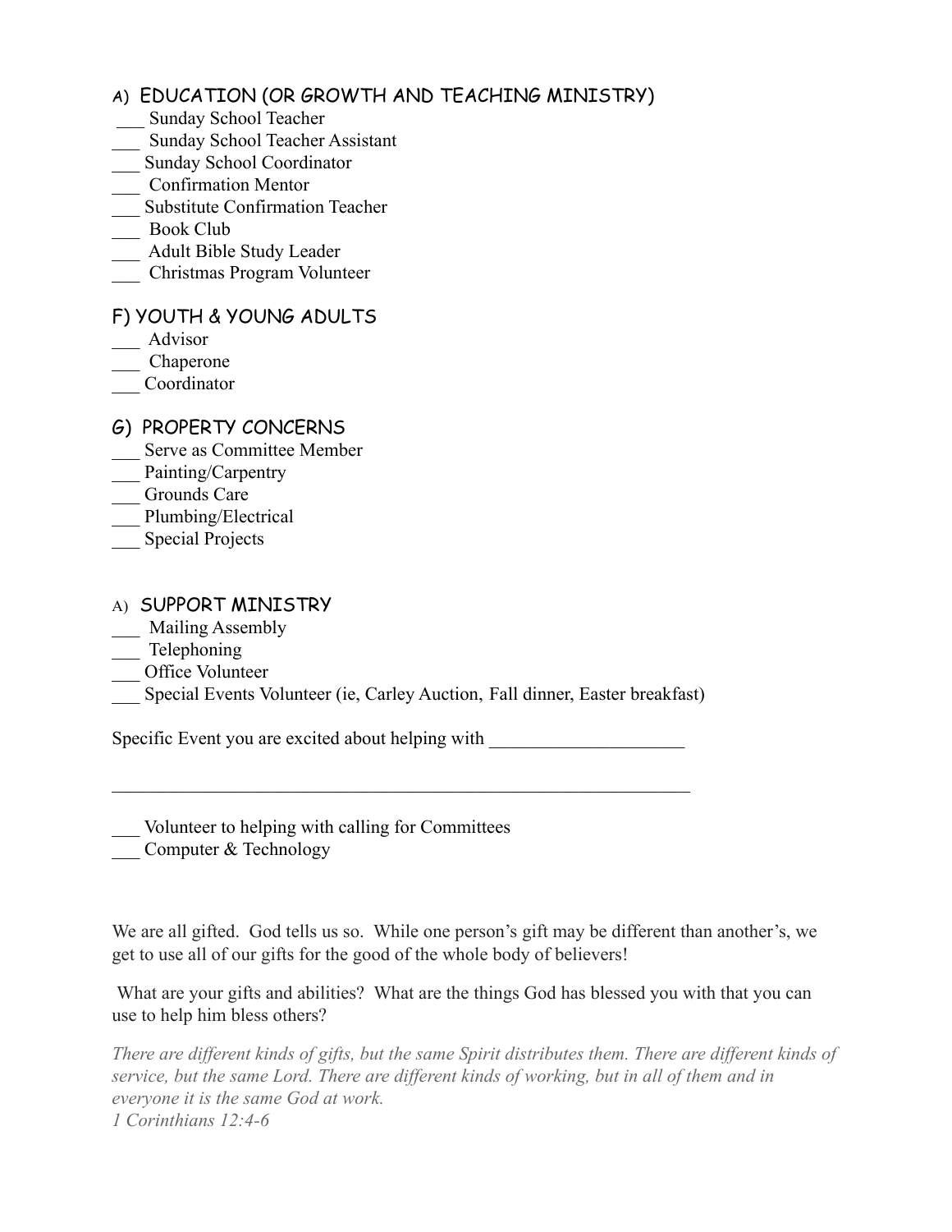## A) EDUCATION (OR GROWTH AND TEACHING MINISTRY)

___ Sunday School Teacher
___ Sunday School Teacher Assistant
___ Sunday School Coordinator
___ Confirmation Mentor
___ Substitute Confirmation Teacher
___ Book Club
___ Adult Bible Study Leader
___ Christmas Program Volunteer

## F) YOUTH & YOUNG ADULTS

___ Advisor
___ Chaperone
___ Coordinator

## G) PROPERTY CONCERNS

___ Serve as Committee Member
___ Painting/Carpentry
___ Grounds Care
___ Plumbing/Electrical
___ Special Projects

## A) SUPPORT MINISTRY

___ Mailing Assembly
___ Telephoning
___ Office Volunteer
___ Special Events Volunteer (ie, Carley Auction, Fall dinner, Easter breakfast)

Specific Event you are excited about helping with ____________________

_______________________________________________________________

___ Volunteer to helping with calling for Committees
___ Computer & Technology

We are all gifted. God tells us so. While one person's gift may be different than another's, we get to use all of our gifts for the good of the whole body of believers!

What are your gifts and abilities? What are the things God has blessed you with that you can use to help him bless others?

*There are different kinds of gifts, but the same Spirit distributes them. There are different kinds of service, but the same Lord. There are different kinds of working, but in all of them and in everyone it is the same God at work.*
*1 Corinthians 12:4-6*